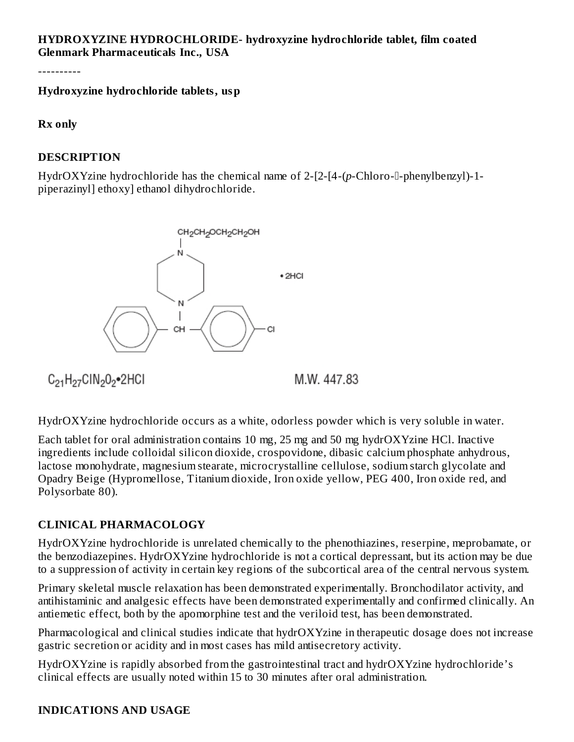**HYDROXYZINE HYDROCHLORIDE- hydroxyzine hydrochloride tablet, film coated**
**Glenmark Pharmaceuticals Inc., USA**

----------

**Hydroxyzine hydrochloride tablets, usp**

**Rx only**

## DESCRIPTION

HydrOXYzine hydrochloride has the chemical name of 2-[2-[4-(*p*-Chloro-⍺-phenylbenzyl)-1-piperazinyl] ethoxy] ethanol dihydrochloride.

$C_{21}H_{27}ClN_2O_2$•2HCl M.W. 447.83

HydrOXYzine hydrochloride occurs as a white, odorless powder which is very soluble in water.

Each tablet for oral administration contains 10 mg, 25 mg and 50 mg hydrOXYzine HCl. Inactive ingredients include colloidal silicon dioxide, crospovidone, dibasic calcium phosphate anhydrous, lactose monohydrate, magnesium stearate, microcrystalline cellulose, sodium starch glycolate and Opadry Beige (Hypromellose, Titanium dioxide, Iron oxide yellow, PEG 400, Iron oxide red, and Polysorbate 80).

## CLINICAL PHARMACOLOGY

HydrOXYzine hydrochloride is unrelated chemically to the phenothiazines, reserpine, meprobamate, or the benzodiazepines. HydrOXYzine hydrochloride is not a cortical depressant, but its action may be due to a suppression of activity in certain key regions of the subcortical area of the central nervous system.

Primary skeletal muscle relaxation has been demonstrated experimentally. Bronchodilator activity, and antihistaminic and analgesic effects have been demonstrated experimentally and confirmed clinically. An antiemetic effect, both by the apomorphine test and the veriloid test, has been demonstrated.

Pharmacological and clinical studies indicate that hydrOXYzine in therapeutic dosage does not increase gastric secretion or acidity and in most cases has mild antisecretory activity.

HydrOXYzine is rapidly absorbed from the gastrointestinal tract and hydrOXYzine hydrochloride's clinical effects are usually noted within 15 to 30 minutes after oral administration.

## INDICATIONS AND USAGE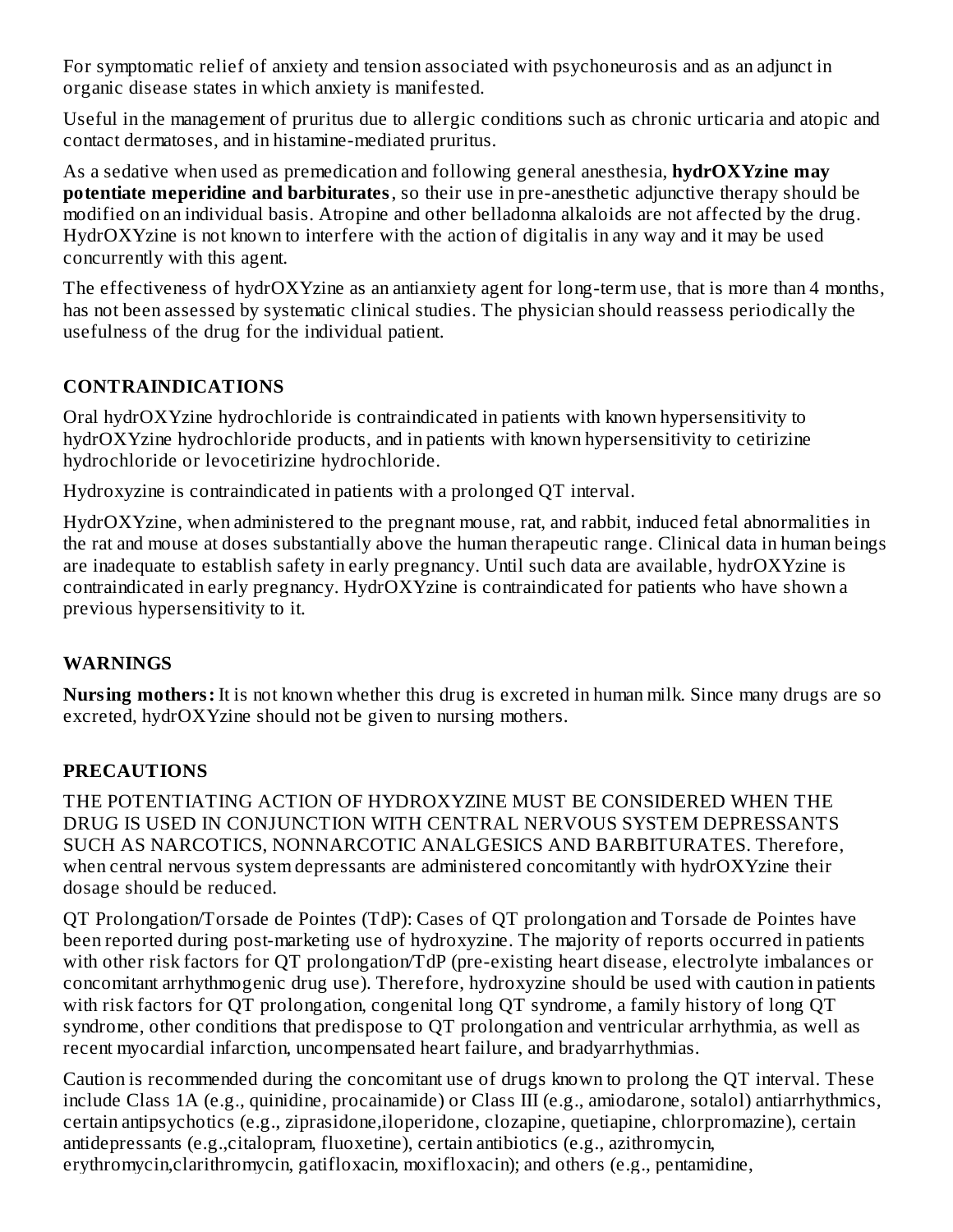For symptomatic relief of anxiety and tension associated with psychoneurosis and as an adjunct in organic disease states in which anxiety is manifested.

Useful in the management of pruritus due to allergic conditions such as chronic urticaria and atopic and contact dermatoses, and in histamine-mediated pruritus.

As a sedative when used as premedication and following general anesthesia, **hydrOXYzine may potentiate meperidine and barbiturates**, so their use in pre-anesthetic adjunctive therapy should be modified on an individual basis. Atropine and other belladonna alkaloids are not affected by the drug. HydrOXYzine is not known to interfere with the action of digitalis in any way and it may be used concurrently with this agent.

The effectiveness of hydrOXYzine as an antianxiety agent for long-term use, that is more than 4 months, has not been assessed by systematic clinical studies. The physician should reassess periodically the usefulness of the drug for the individual patient.

## CONTRAINDICATIONS

Oral hydrOXYzine hydrochloride is contraindicated in patients with known hypersensitivity to hydrOXYzine hydrochloride products, and in patients with known hypersensitivity to cetirizine hydrochloride or levocetirizine hydrochloride.

Hydroxyzine is contraindicated in patients with a prolonged QT interval.

HydrOXYzine, when administered to the pregnant mouse, rat, and rabbit, induced fetal abnormalities in the rat and mouse at doses substantially above the human therapeutic range. Clinical data in human beings are inadequate to establish safety in early pregnancy. Until such data are available, hydrOXYzine is contraindicated in early pregnancy. HydrOXYzine is contraindicated for patients who have shown a previous hypersensitivity to it.

## WARNINGS

**Nursing mothers:** It is not known whether this drug is excreted in human milk. Since many drugs are so excreted, hydrOXYzine should not be given to nursing mothers.

## PRECAUTIONS

THE POTENTIATING ACTION OF HYDROXYZINE MUST BE CONSIDERED WHEN THE DRUG IS USED IN CONJUNCTION WITH CENTRAL NERVOUS SYSTEM DEPRESSANTS SUCH AS NARCOTICS, NONNARCOTIC ANALGESICS AND BARBITURATES. Therefore, when central nervous system depressants are administered concomitantly with hydrOXYzine their dosage should be reduced.

QT Prolongation/Torsade de Pointes (TdP): Cases of QT prolongation and Torsade de Pointes have been reported during post-marketing use of hydroxyzine. The majority of reports occurred in patients with other risk factors for QT prolongation/TdP (pre-existing heart disease, electrolyte imbalances or concomitant arrhythmogenic drug use). Therefore, hydroxyzine should be used with caution in patients with risk factors for QT prolongation, congenital long QT syndrome, a family history of long QT syndrome, other conditions that predispose to QT prolongation and ventricular arrhythmia, as well as recent myocardial infarction, uncompensated heart failure, and bradyarrhythmias.

Caution is recommended during the concomitant use of drugs known to prolong the QT interval. These include Class 1A (e.g., quinidine, procainamide) or Class III (e.g., amiodarone, sotalol) antiarrhythmics, certain antipsychotics (e.g., ziprasidone,iloperidone, clozapine, quetiapine, chlorpromazine), certain antidepressants (e.g.,citalopram, fluoxetine), certain antibiotics (e.g., azithromycin, erythromycin,clarithromycin, gatifloxacin, moxifloxacin); and others (e.g., pentamidine,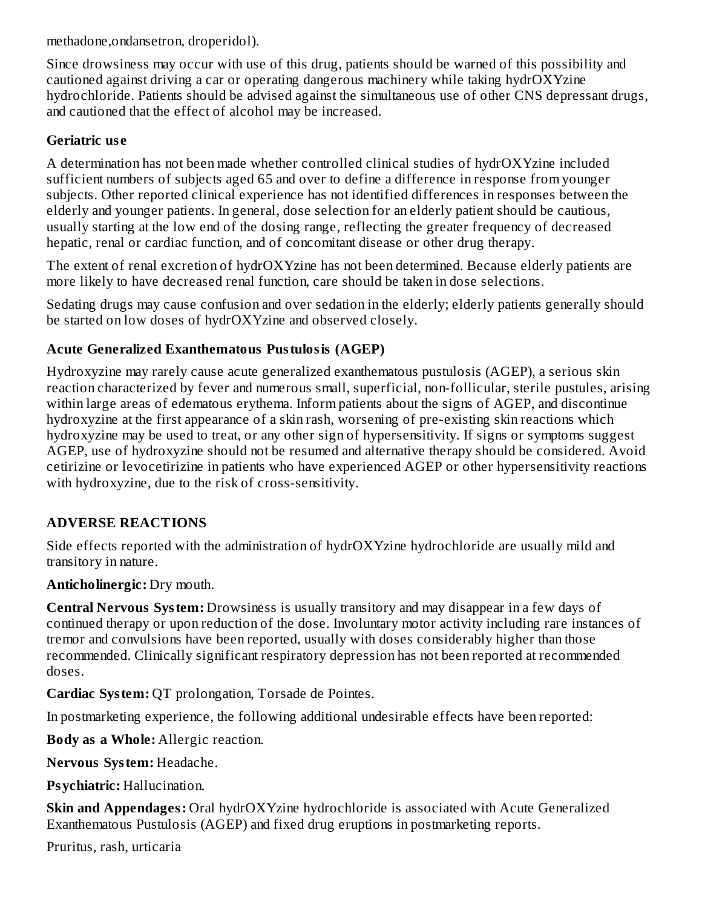methadone,ondansetron, droperidol).

Since drowsiness may occur with use of this drug, patients should be warned of this possibility and cautioned against driving a car or operating dangerous machinery while taking hydrOXYzine hydrochloride. Patients should be advised against the simultaneous use of other CNS depressant drugs, and cautioned that the effect of alcohol may be increased.

### Geriatric use

A determination has not been made whether controlled clinical studies of hydrOXYzine included sufficient numbers of subjects aged 65 and over to define a difference in response from younger subjects. Other reported clinical experience has not identified differences in responses between the elderly and younger patients. In general, dose selection for an elderly patient should be cautious, usually starting at the low end of the dosing range, reflecting the greater frequency of decreased hepatic, renal or cardiac function, and of concomitant disease or other drug therapy.

The extent of renal excretion of hydrOXYzine has not been determined. Because elderly patients are more likely to have decreased renal function, care should be taken in dose selections.

Sedating drugs may cause confusion and over sedation in the elderly; elderly patients generally should be started on low doses of hydrOXYzine and observed closely.

### Acute Generalized Exanthematous Pustulosis (AGEP)

Hydroxyzine may rarely cause acute generalized exanthematous pustulosis (AGEP), a serious skin reaction characterized by fever and numerous small, superficial, non-follicular, sterile pustules, arising within large areas of edematous erythema. Inform patients about the signs of AGEP, and discontinue hydroxyzine at the first appearance of a skin rash, worsening of pre-existing skin reactions which hydroxyzine may be used to treat, or any other sign of hypersensitivity. If signs or symptoms suggest AGEP, use of hydroxyzine should not be resumed and alternative therapy should be considered. Avoid cetirizine or levocetirizine in patients who have experienced AGEP or other hypersensitivity reactions with hydroxyzine, due to the risk of cross-sensitivity.

## ADVERSE REACTIONS

Side effects reported with the administration of hydrOXYzine hydrochloride are usually mild and transitory in nature.

**Anticholinergic:** Dry mouth.

**Central Nervous System:** Drowsiness is usually transitory and may disappear in a few days of continued therapy or upon reduction of the dose. Involuntary motor activity including rare instances of tremor and convulsions have been reported, usually with doses considerably higher than those recommended. Clinically significant respiratory depression has not been reported at recommended doses.

**Cardiac System:** QT prolongation, Torsade de Pointes.

In postmarketing experience, the following additional undesirable effects have been reported:

**Body as a Whole:** Allergic reaction.

**Nervous System:** Headache.

**Psychiatric:** Hallucination.

**Skin and Appendages:** Oral hydrOXYzine hydrochloride is associated with Acute Generalized Exanthematous Pustulosis (AGEP) and fixed drug eruptions in postmarketing reports.

Pruritus, rash, urticaria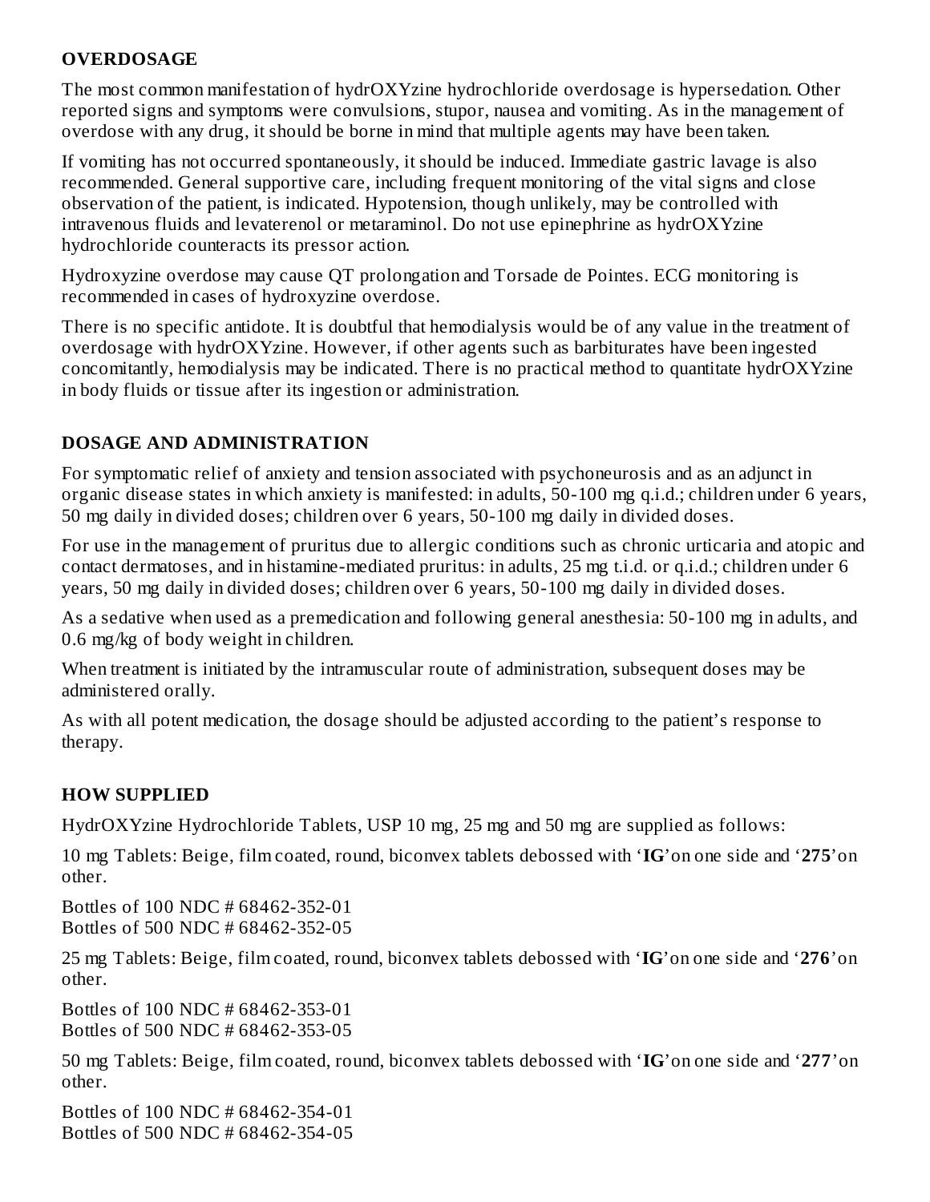## OVERDOSAGE

The most common manifestation of hydrOXYzine hydrochloride overdosage is hypersedation. Other reported signs and symptoms were convulsions, stupor, nausea and vomiting. As in the management of overdose with any drug, it should be borne in mind that multiple agents may have been taken.

If vomiting has not occurred spontaneously, it should be induced. Immediate gastric lavage is also recommended. General supportive care, including frequent monitoring of the vital signs and close observation of the patient, is indicated. Hypotension, though unlikely, may be controlled with intravenous fluids and levaterenol or metaraminol. Do not use epinephrine as hydrOXYzine hydrochloride counteracts its pressor action.

Hydroxyzine overdose may cause QT prolongation and Torsade de Pointes. ECG monitoring is recommended in cases of hydroxyzine overdose.

There is no specific antidote. It is doubtful that hemodialysis would be of any value in the treatment of overdosage with hydrOXYzine. However, if other agents such as barbiturates have been ingested concomitantly, hemodialysis may be indicated. There is no practical method to quantitate hydrOXYzine in body fluids or tissue after its ingestion or administration.

## DOSAGE AND ADMINISTRATION

For symptomatic relief of anxiety and tension associated with psychoneurosis and as an adjunct in organic disease states in which anxiety is manifested: in adults, 50-100 mg q.i.d.; children under 6 years, 50 mg daily in divided doses; children over 6 years, 50-100 mg daily in divided doses.

For use in the management of pruritus due to allergic conditions such as chronic urticaria and atopic and contact dermatoses, and in histamine-mediated pruritus: in adults, 25 mg t.i.d. or q.i.d.; children under 6 years, 50 mg daily in divided doses; children over 6 years, 50-100 mg daily in divided doses.

As a sedative when used as a premedication and following general anesthesia: 50-100 mg in adults, and 0.6 mg/kg of body weight in children.

When treatment is initiated by the intramuscular route of administration, subsequent doses may be administered orally.

As with all potent medication, the dosage should be adjusted according to the patient's response to therapy.

## HOW SUPPLIED

HydrOXYzine Hydrochloride Tablets, USP 10 mg, 25 mg and 50 mg are supplied as follows:

10 mg Tablets: Beige, film coated, round, biconvex tablets debossed with '**IG**' on one side and '**275**' on other.

Bottles of 100 NDC # 68462-352-01
Bottles of 500 NDC # 68462-352-05

25 mg Tablets: Beige, film coated, round, biconvex tablets debossed with '**IG**' on one side and '**276**' on other.

Bottles of 100 NDC # 68462-353-01
Bottles of 500 NDC # 68462-353-05

50 mg Tablets: Beige, film coated, round, biconvex tablets debossed with '**IG**' on one side and '**277**' on other.

Bottles of 100 NDC # 68462-354-01
Bottles of 500 NDC # 68462-354-05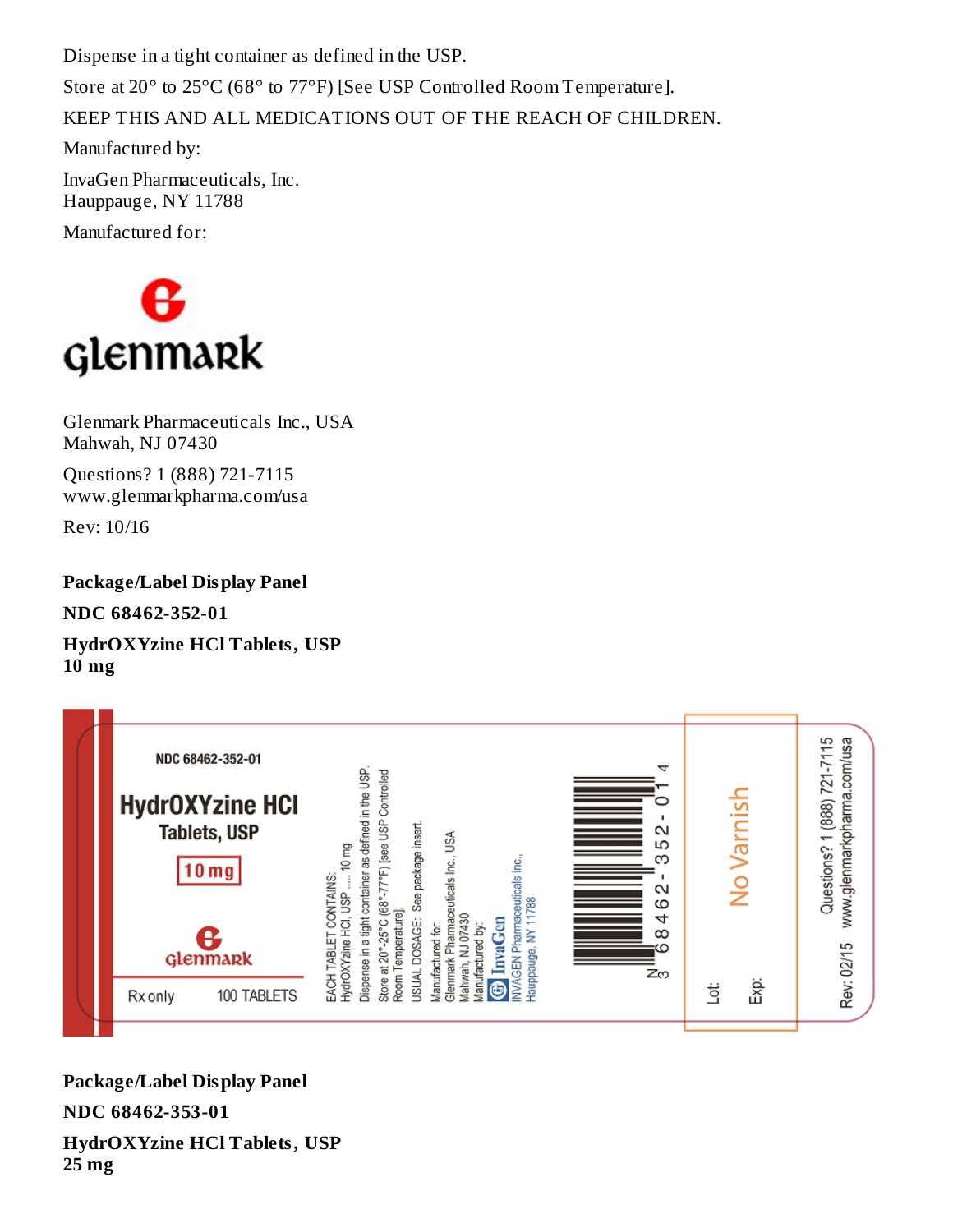Dispense in a tight container as defined in the USP.

Store at 20° to 25°C (68° to 77°F) [See USP Controlled Room Temperature].

KEEP THIS AND ALL MEDICATIONS OUT OF THE REACH OF CHILDREN.

Manufactured by:

InvaGen Pharmaceuticals, Inc.
Hauppauge, NY 11788

Manufactured for:

glenmark

Glenmark Pharmaceuticals Inc., USA
Mahwah, NJ 07430

Questions? 1 (888) 721-7115
www.glenmarkpharma.com/usa

Rev: 10/16

**Package/Label Display Panel**

**NDC 68462-352-01**

**HydrOXYzine HCl Tablets, USP**
**10 mg**

NDC 68462-352-01

HydrOXYzine HCl Tablets, USP

10 mg

glenmark

Rx only 100 TABLETS

EACH TABLET CONTAINS:
HydrOXYzine HCl, USP ..... 10 mg

Dispense in a tight container as defined in the USP.
Store at 20°-25°C (68°-77°F) [see USP Controlled Room Temperature].

USUAL DOSAGE: See package insert.

Manufactured for:
Glenmark Pharmaceuticals Inc., USA
Mahwah, NJ 07430
Manufactured by:
InvaGen
INVAGEN Pharmaceuticals Inc.,
Hauppauge, NY 11788

N 3 68462-352-01 4

No Varnish

Lot:

Exp:

Rev: 02/15

Questions? 1 (888) 721-7115
www.glenmarkpharma.com/usa

**Package/Label Display Panel**

**NDC 68462-353-01**

**HydrOXYzine HCl Tablets, USP**
**25 mg**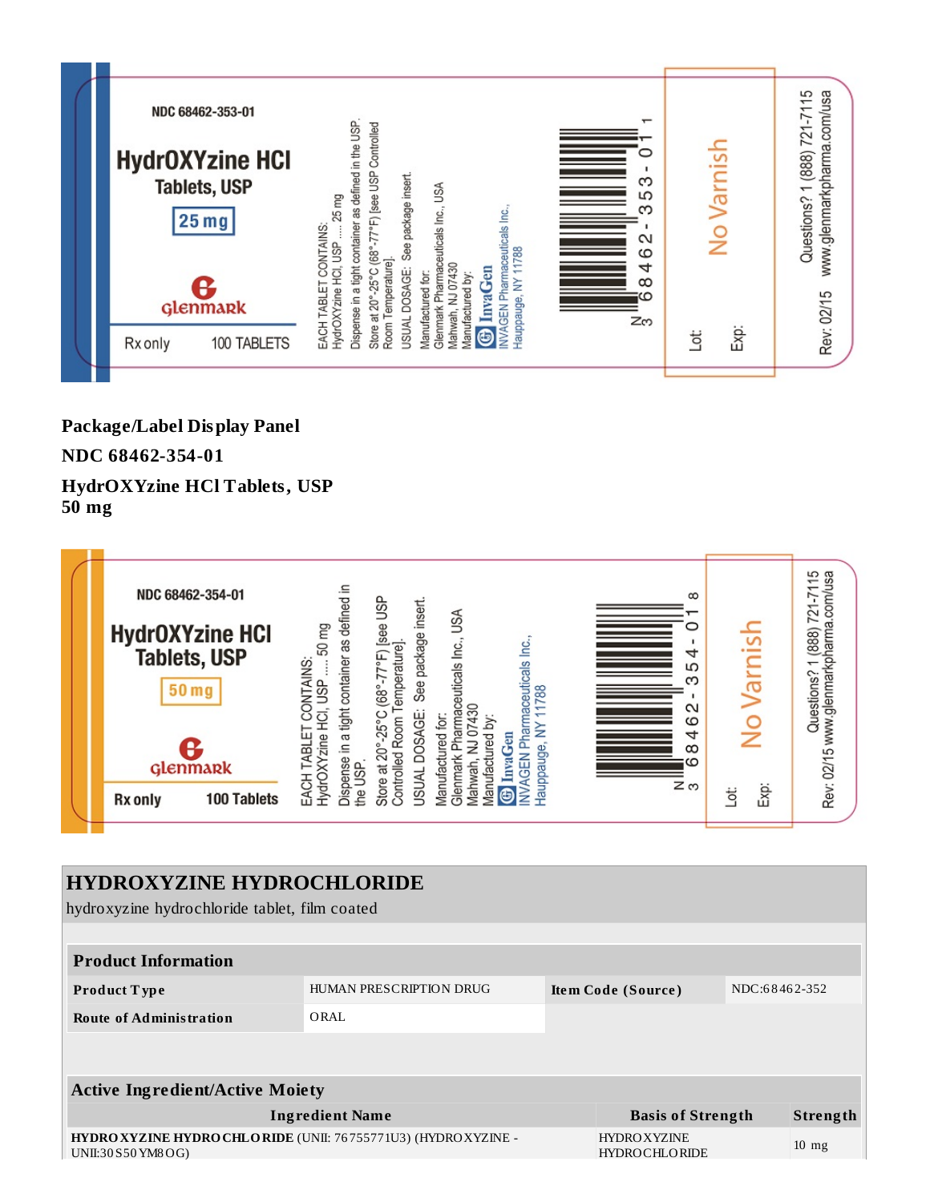NDC 68462-353-01

HydrOXYzine HCl Tablets, USP

25 mg

Glenmark

Rx only 100 TABLETS

EACH TABLET CONTAINS: HydrOXYzine HCl, USP ..... 25 mg

Dispense in a tight container as defined in the USP.

Store at 20°-25°C (68°-77°F) [see USP Controlled Room Temperature].

USUAL DOSAGE: See package insert.

Manufactured for: Glenmark Pharmaceuticals Inc., USA Mahwah, NJ 07430

Manufactured by: InvaGen INVAGEN Pharmaceuticals Inc., Hauppauge, NY 11788

N 3 68462-353-01 1

No Varnish

Lot:

Exp:

Rev: 02/15 Questions? 1 (888) 721-7115 www.glenmarkpharma.com/usa

**Package/Label Display Panel**

**NDC 68462-354-01**

**HydrOXYzine HCl Tablets, USP 50 mg**

NDC 68462-354-01

HydrOXYzine HCl Tablets, USP

50 mg

Glenmark

Rx only 100 Tablets

EACH TABLET CONTAINS: HydrOXYzine HCl, USP ..... 50 mg

Dispense in a tight container as defined in the USP.

Store at 20°-25°C (68°-77°F) [see USP Controlled Room Temperature].

USUAL DOSAGE: See package insert.

Manufactured for: Glenmark Pharmaceuticals Inc., USA Mahwah, NJ 07430

Manufactured by: InvaGen INVAGEN Pharmaceuticals Inc., Hauppauge, NY 11788

N 3 68462-354-01 8

No Varnish

Lot:

Exp:

Rev: 02/15 Questions? 1 (888) 721-7115 www.glenmarkpharma.com/usa

## HYDROXYZINE HYDROCHLORIDE

hydroxyzine hydrochloride tablet, film coated

| Product Information | | | |
|---|---|---|---|
| **Product Type** | HUMAN PRESCRIPTION DRUG | **Item Code (Source)** | NDC:68462-352 |
| **Route of Administration** | ORAL | | |

| Active Ingredient/Active Moiety | | |
|---|---|---|
| **Ingredient Name** | **Basis of Strength** | **Strength** |
| **HYDROXYZINE HYDROCHLORIDE** (UNII: 76755771U3) (HYDROXYZINE - UNII:30S50YM8OG) | HYDROXYZINE HYDROCHLORIDE | 10 mg |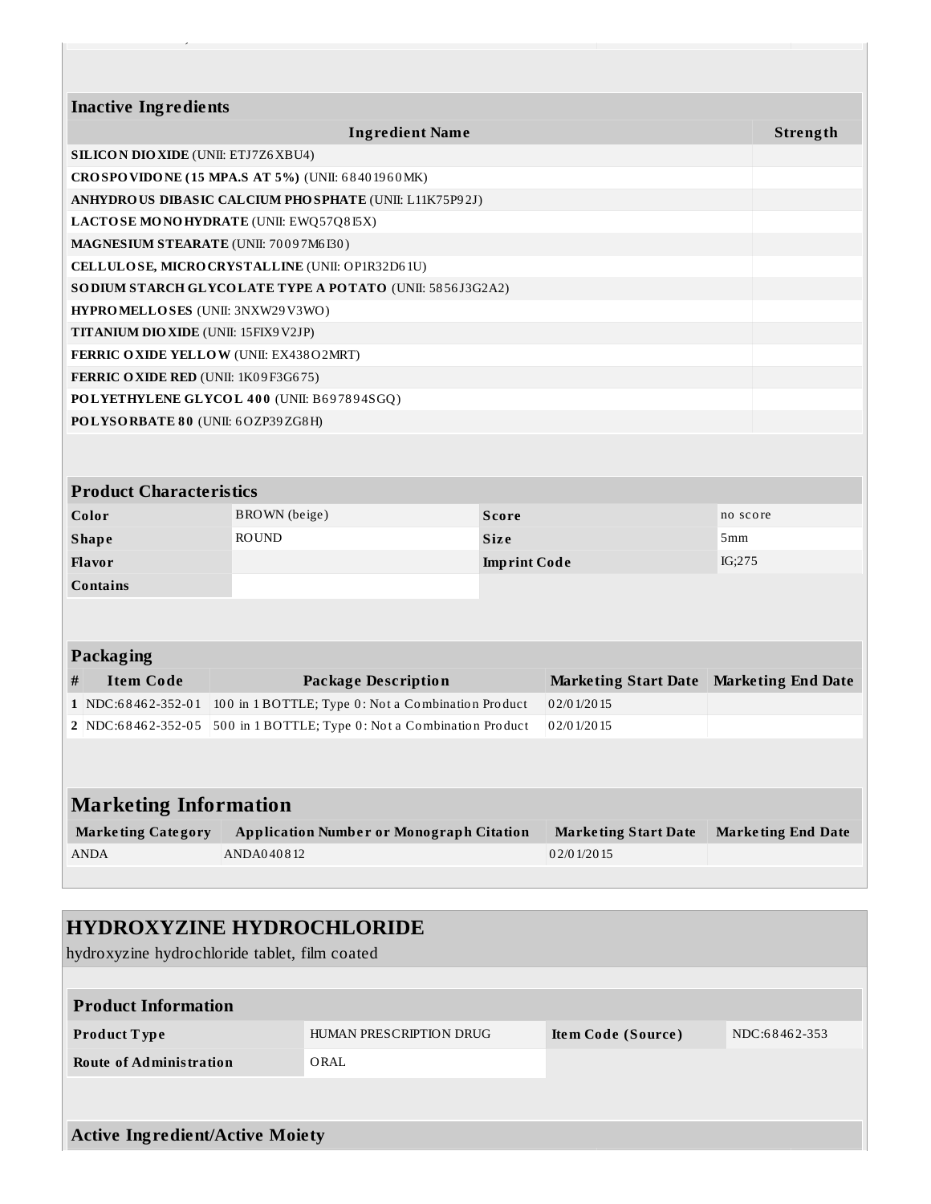## Inactive Ingredients

| Ingredient Name | Strength |
|---|---|
| **SILICON DIOXIDE** (UNII: ETJ7Z6XBU4) | |
| **CROSPOVIDONE (15 MPA.S AT 5%)** (UNII: 68401960MK) | |
| **ANHYDROUS DIBASIC CALCIUM PHOSPHATE** (UNII: L11K75P92J) | |
| **LACTOSE MONOHYDRATE** (UNII: EWQ57Q8I5X) | |
| **MAGNESIUM STEARATE** (UNII: 70097M6I30) | |
| **CELLULOSE, MICROCRYSTALLINE** (UNII: OP1R32D61U) | |
| **SODIUM STARCH GLYCOLATE TYPE A POTATO** (UNII: 5856J3G2A2) | |
| **HYPROMELLOSES** (UNII: 3NXW29V3WO) | |
| **TITANIUM DIOXIDE** (UNII: 15FIX9V2JP) | |
| **FERRIC OXIDE YELLOW** (UNII: EX438O2MRT) | |
| **FERRIC OXIDE RED** (UNII: 1K09F3G675) | |
| **POLYETHYLENE GLYCOL 400** (UNII: B697894SGQ) | |
| **POLYSORBATE 80** (UNII: 6OZP39ZG8H) | |

## Product Characteristics

| | | | |
|---|---|---|---|
| **Color** | BROWN (beige) | **Score** | no score |
| **Shape** | ROUND | **Size** | 5mm |
| **Flavor** | | **Imprint Code** | IG;275 |
| **Contains** | | | |

## Packaging

| # | Item Code | Package Description | Marketing Start Date | Marketing End Date |
|---|---|---|---|---|
| 1 | NDC:68462-352-01 | 100 in 1 BOTTLE; Type 0: Not a Combination Product | 02/01/2015 | |
| 2 | NDC:68462-352-05 | 500 in 1 BOTTLE; Type 0: Not a Combination Product | 02/01/2015 | |

## Marketing Information

| Marketing Category | Application Number or Monograph Citation | Marketing Start Date | Marketing End Date |
|---|---|---|---|
| ANDA | ANDA040812 | 02/01/2015 | |

# HYDROXYZINE HYDROCHLORIDE

hydroxyzine hydrochloride tablet, film coated

## Product Information

| | | | |
|---|---|---|---|
| **Product Type** | HUMAN PRESCRIPTION DRUG | **Item Code (Source)** | NDC:68462-353 |
| **Route of Administration** | ORAL | | |

## Active Ingredient/Active Moiety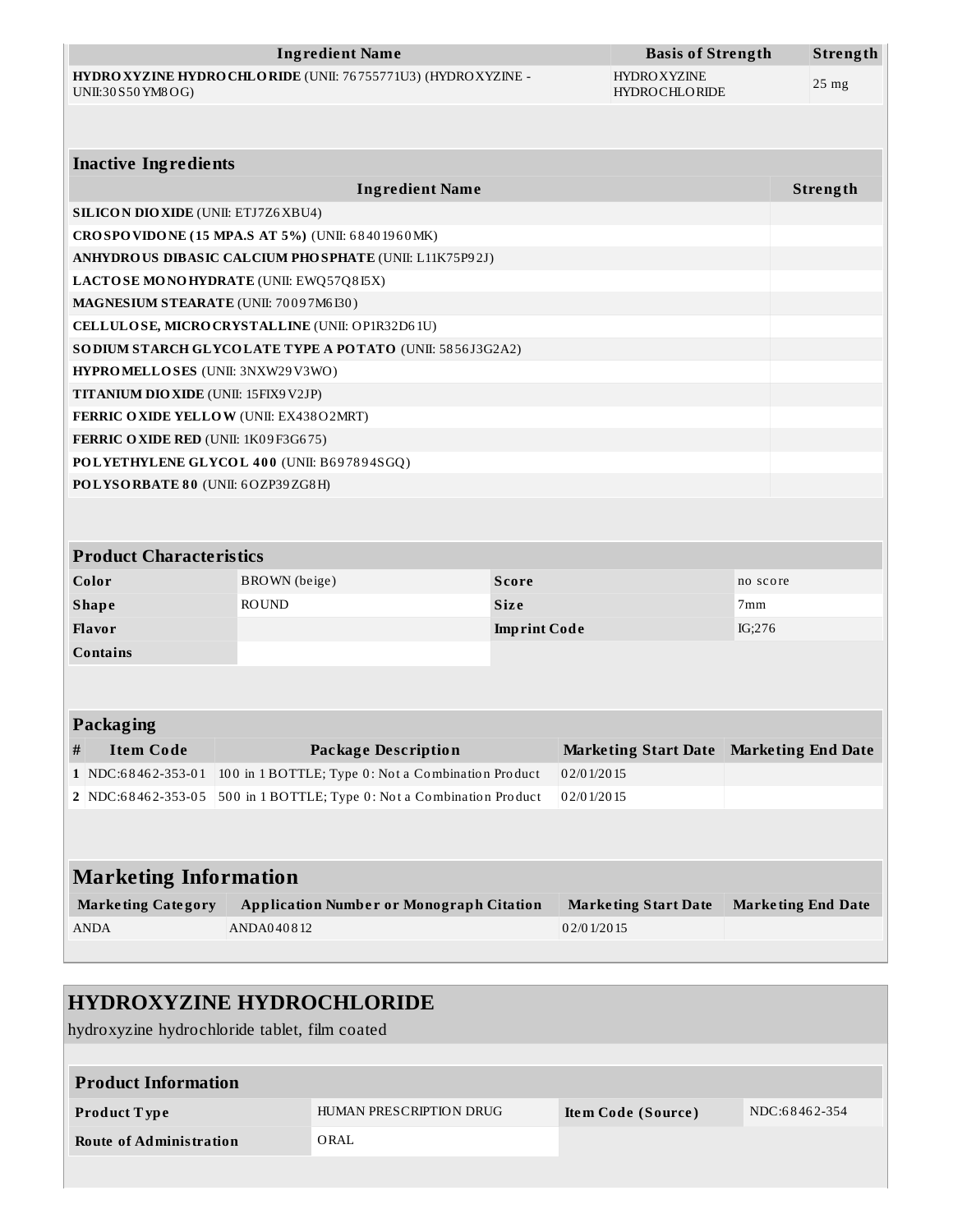| Ingredient Name | Basis of Strength | Strength |
|---|---|---|
| **HYDROXYZINE HYDROCHLORIDE** (UNII: 76755771U3) (HYDROXYZINE - UNII:30S50YM8OG) | HYDROXYZINE HYDROCHLORIDE | 25 mg |

### Inactive Ingredients

| Ingredient Name | Strength |
|---|---|
| **SILICON DIOXIDE** (UNII: ETJ7Z6XBU4) | |
| **CROSPOVIDONE (15 MPA.S AT 5%)** (UNII: 68401960MK) | |
| **ANHYDROUS DIBASIC CALCIUM PHOSPHATE** (UNII: L11K75P92J) | |
| **LACTOSE MONOHYDRATE** (UNII: EWQ57Q8I5X) | |
| **MAGNESIUM STEARATE** (UNII: 70097M6I30) | |
| **CELLULOSE, MICROCRYSTALLINE** (UNII: OP1R32D61U) | |
| **SODIUM STARCH GLYCOLATE TYPE A POTATO** (UNII: 5856J3G2A2) | |
| **HYPROMELLOSES** (UNII: 3NXW29V3WO) | |
| **TITANIUM DIOXIDE** (UNII: 15FIX9V2JP) | |
| **FERRIC OXIDE YELLOW** (UNII: EX438O2MRT) | |
| **FERRIC OXIDE RED** (UNII: 1K09F3G675) | |
| **POLYETHYLENE GLYCOL 400** (UNII: B697894SGQ) | |
| **POLYSORBATE 80** (UNII: 6OZP39ZG8H) | |

### Product Characteristics

| | | | |
|---|---|---|---|
| **Color** | BROWN (beige) | **Score** | no score |
| **Shape** | ROUND | **Size** | 7mm |
| **Flavor** | | **Imprint Code** | IG;276 |
| **Contains** | | | |

### Packaging

| # | Item Code | Package Description | Marketing Start Date | Marketing End Date |
|---|---|---|---|---|
| 1 | NDC:68462-353-01 | 100 in 1 BOTTLE; Type 0: Not a Combination Product | 02/01/2015 | |
| 2 | NDC:68462-353-05 | 500 in 1 BOTTLE; Type 0: Not a Combination Product | 02/01/2015 | |

### Marketing Information

| Marketing Category | Application Number or Monograph Citation | Marketing Start Date | Marketing End Date |
|---|---|---|---|
| ANDA | ANDA040812 | 02/01/2015 | |

## HYDROXYZINE HYDROCHLORIDE

hydroxyzine hydrochloride tablet, film coated

### Product Information

| | | | |
|---|---|---|---|
| **Product Type** | HUMAN PRESCRIPTION DRUG | **Item Code (Source)** | NDC:68462-354 |
| **Route of Administration** | ORAL | | |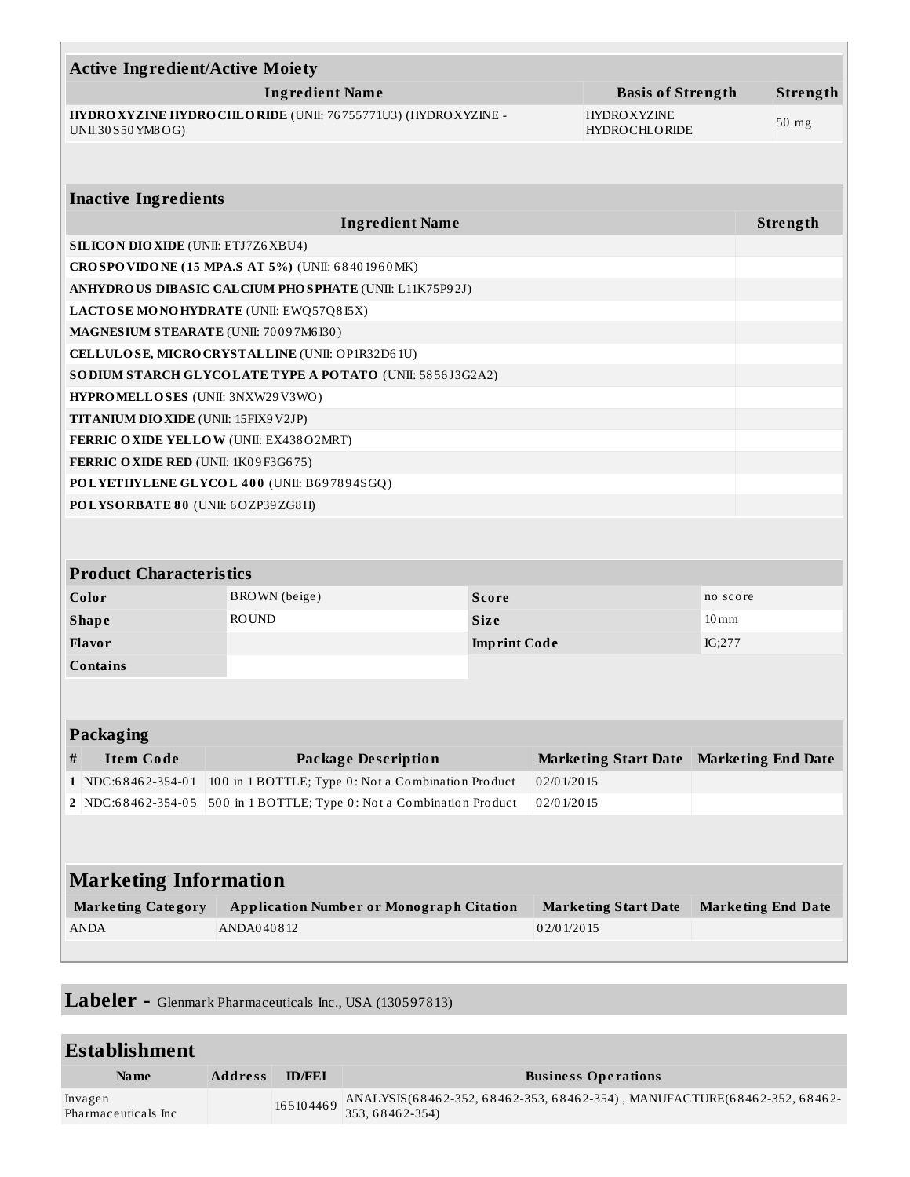| Active Ingredient/Active Moiety | | |
|---|---|---|
| **Ingredient Name** | **Basis of Strength** | **Strength** |
| **HYDROXYZINE HYDROCHLORIDE** (UNII: 76755771U3) (HYDROXYZINE - UNII:30S50YM8OG) | HYDROXYZINE HYDROCHLORIDE | 50 mg |

| Inactive Ingredients | |
|---|---|
| **Ingredient Name** | **Strength** |
| **SILICON DIOXIDE** (UNII: ETJ7Z6XBU4) | |
| **CROSPOVIDONE (15 MPA.S AT 5%)** (UNII: 68401960MK) | |
| **ANHYDROUS DIBASIC CALCIUM PHOSPHATE** (UNII: L11K75P92J) | |
| **LACTOSE MONOHYDRATE** (UNII: EWQ57Q8I5X) | |
| **MAGNESIUM STEARATE** (UNII: 70097M6I30) | |
| **CELLULOSE, MICROCRYSTALLINE** (UNII: OP1R32D61U) | |
| **SODIUM STARCH GLYCOLATE TYPE A POTATO** (UNII: 5856J3G2A2) | |
| **HYPROMELLOSES** (UNII: 3NXW29V3WO) | |
| **TITANIUM DIOXIDE** (UNII: 15FIX9V2JP) | |
| **FERRIC OXIDE YELLOW** (UNII: EX438O2MRT) | |
| **FERRIC OXIDE RED** (UNII: 1K09F3G675) | |
| **POLYETHYLENE GLYCOL 400** (UNII: B697894SGQ) | |
| **POLYSORBATE 80** (UNII: 6OZP39ZG8H) | |

| Product Characteristics | | | |
|---|---|---|---|
| **Color** | BROWN (beige) | **Score** | no score |
| **Shape** | ROUND | **Size** | 10mm |
| **Flavor** | | **Imprint Code** | IG;277 |
| **Contains** | | | |

| Packaging | | | | |
|---|---|---|---|---|
| **#** | **Item Code** | **Package Description** | **Marketing Start Date** | **Marketing End Date** |
| 1 | NDC:68462-354-01 | 100 in 1 BOTTLE; Type 0: Not a Combination Product | 02/01/2015 | |
| 2 | NDC:68462-354-05 | 500 in 1 BOTTLE; Type 0: Not a Combination Product | 02/01/2015 | |

## Marketing Information

| Marketing Category | Application Number or Monograph Citation | Marketing Start Date | Marketing End Date |
|---|---|---|---|
| ANDA | ANDA040812 | 02/01/2015 | |

## Labeler - Glenmark Pharmaceuticals Inc., USA (130597813)

## Establishment

| Name | Address | ID/FEI | Business Operations |
|---|---|---|---|
| Invagen Pharmaceuticals Inc | | 165104469 | ANALYSIS(68462-352, 68462-353, 68462-354) , MANUFACTURE(68462-352, 68462-353, 68462-354) |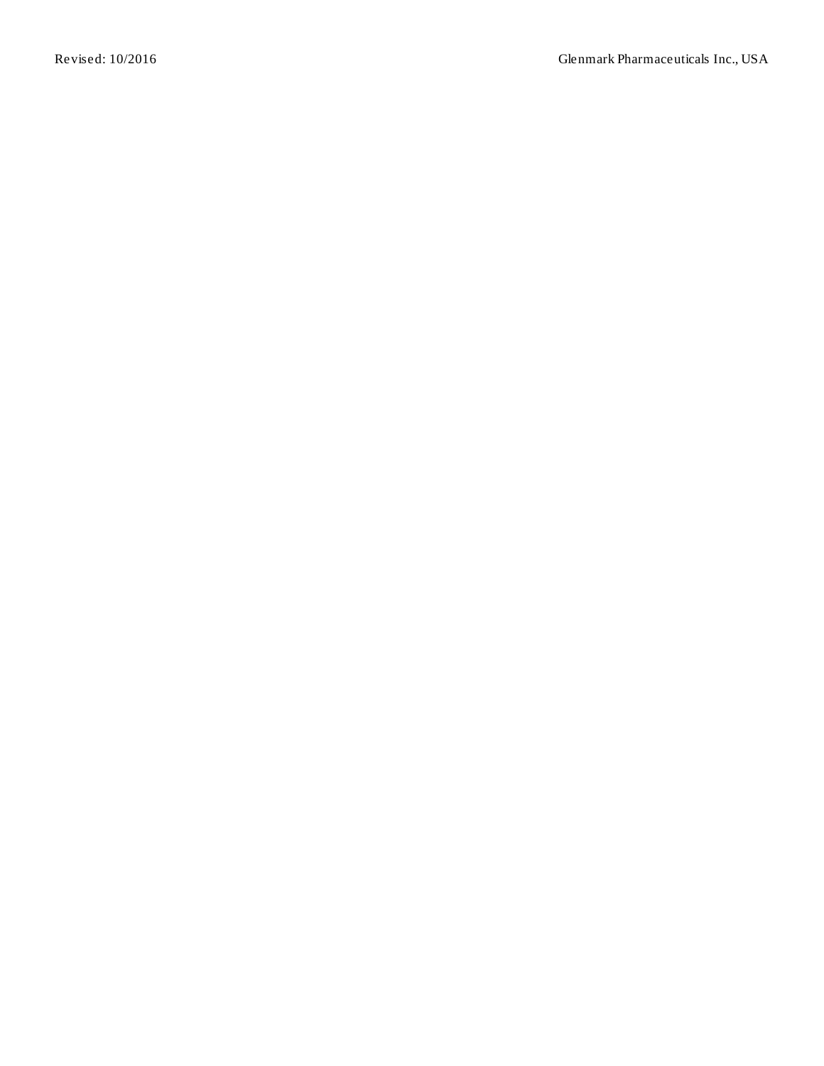Revised: 10/2016 Glenmark Pharmaceuticals Inc., USA